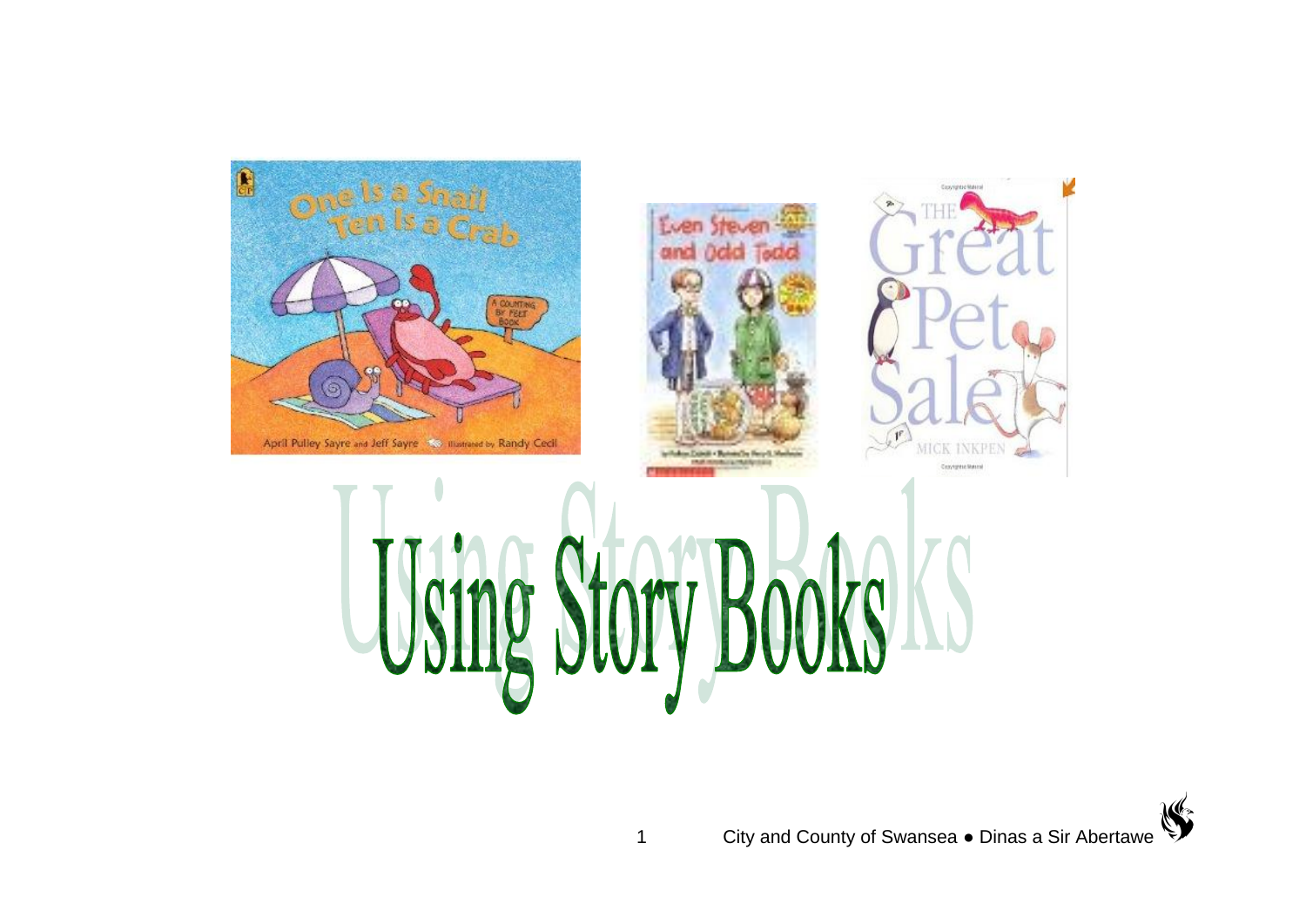# Using Story Books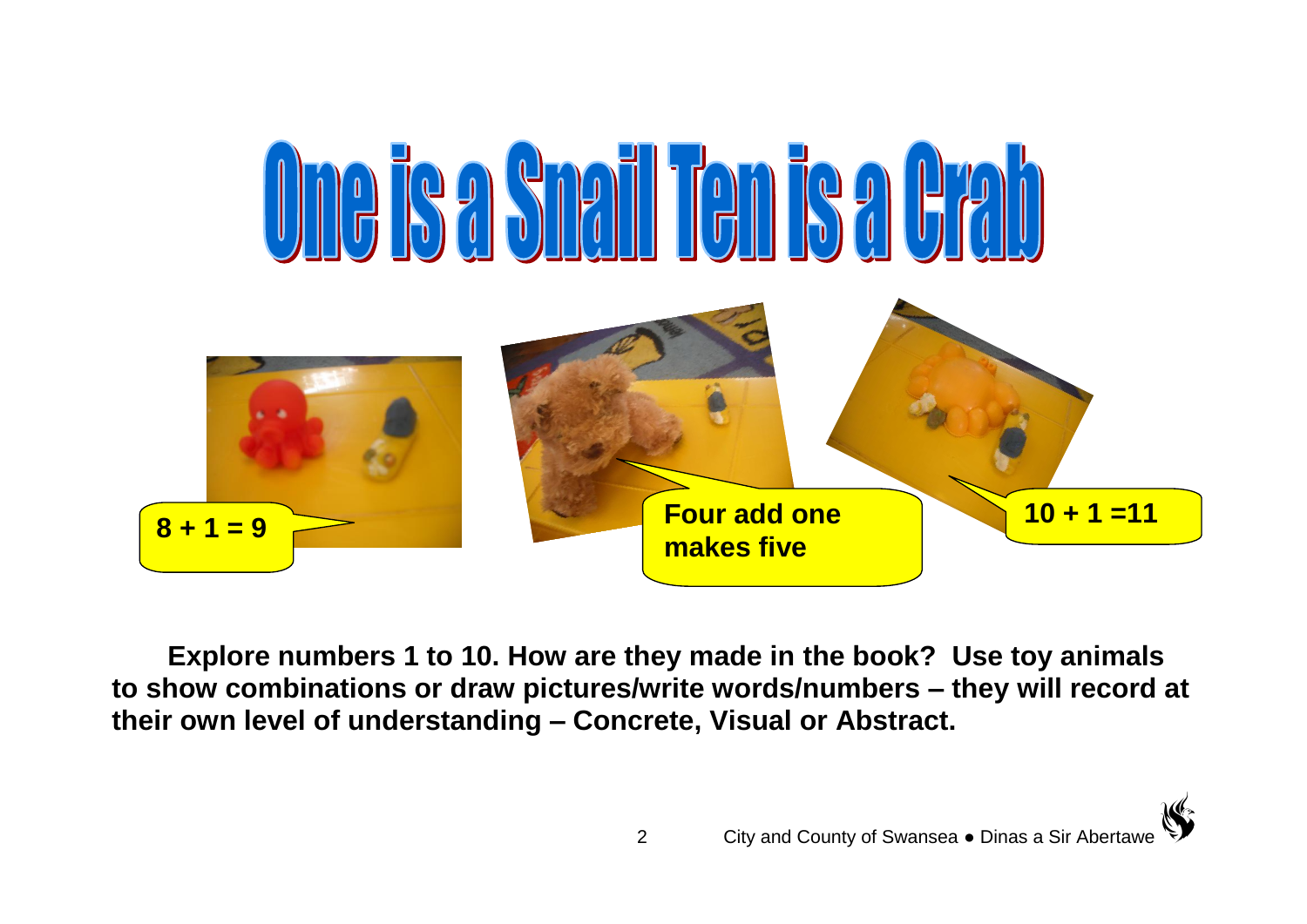# One is a Snail Ten is a Crab

$8 + 1 = 9$

Four add one makes five

$10 + 1 = 11$

**Explore numbers 1 to 10. How are they made in the book? Use toy animals to show combinations or draw pictures/write words/numbers – they will record at their own level of understanding – Concrete, Visual or Abstract.**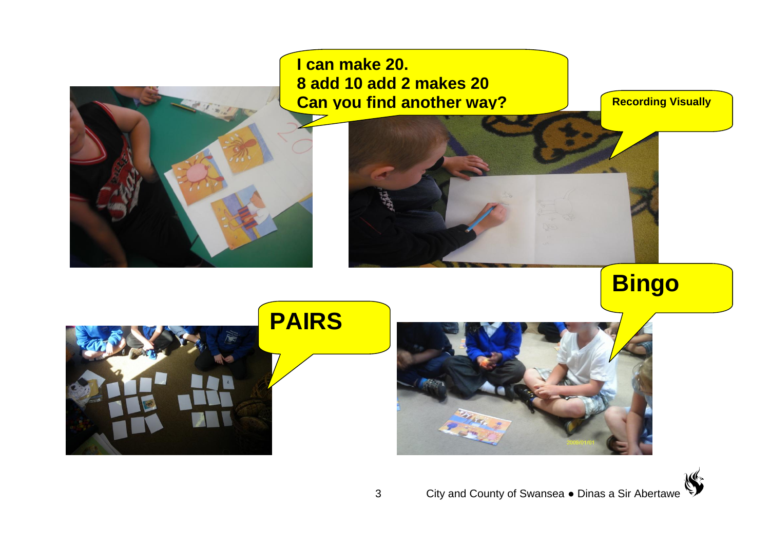I can make 20.
8 add 10 add 2 makes 20
Can you find another way?

Recording Visually

Bingo

PAIRS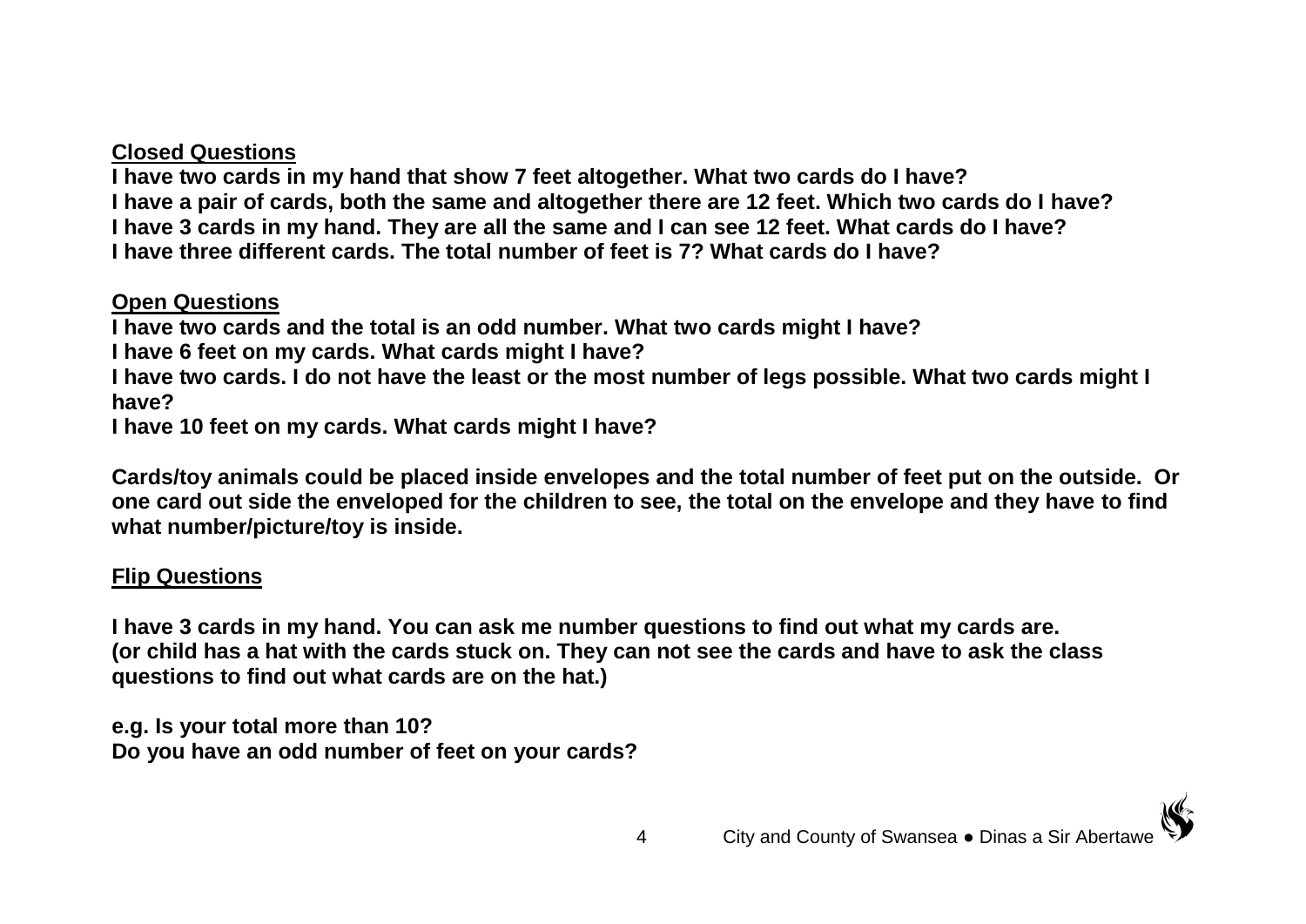**Closed Questions**

**I have two cards in my hand that show 7 feet altogether. What two cards do I have?**
**I have a pair of cards, both the same and altogether there are 12 feet. Which two cards do I have?**
**I have 3 cards in my hand. They are all the same and I can see 12 feet. What cards do I have?**
**I have three different cards. The total number of feet is 7? What cards do I have?**

**Open Questions**

**I have two cards and the total is an odd number. What two cards might I have?**
**I have 6 feet on my cards. What cards might I have?**
**I have two cards. I do not have the least or the most number of legs possible. What two cards might I have?**
**I have 10 feet on my cards. What cards might I have?**

**Cards/toy animals could be placed inside envelopes and the total number of feet put on the outside. Or one card out side the enveloped for the children to see, the total on the envelope and they have to find what number/picture/toy is inside.**

**Flip Questions**

**I have 3 cards in my hand. You can ask me number questions to find out what my cards are.**
**(or child has a hat with the cards stuck on. They can not see the cards and have to ask the class questions to find out what cards are on the hat.)**

**e.g. Is your total more than 10?**
**Do you have an odd number of feet on your cards?**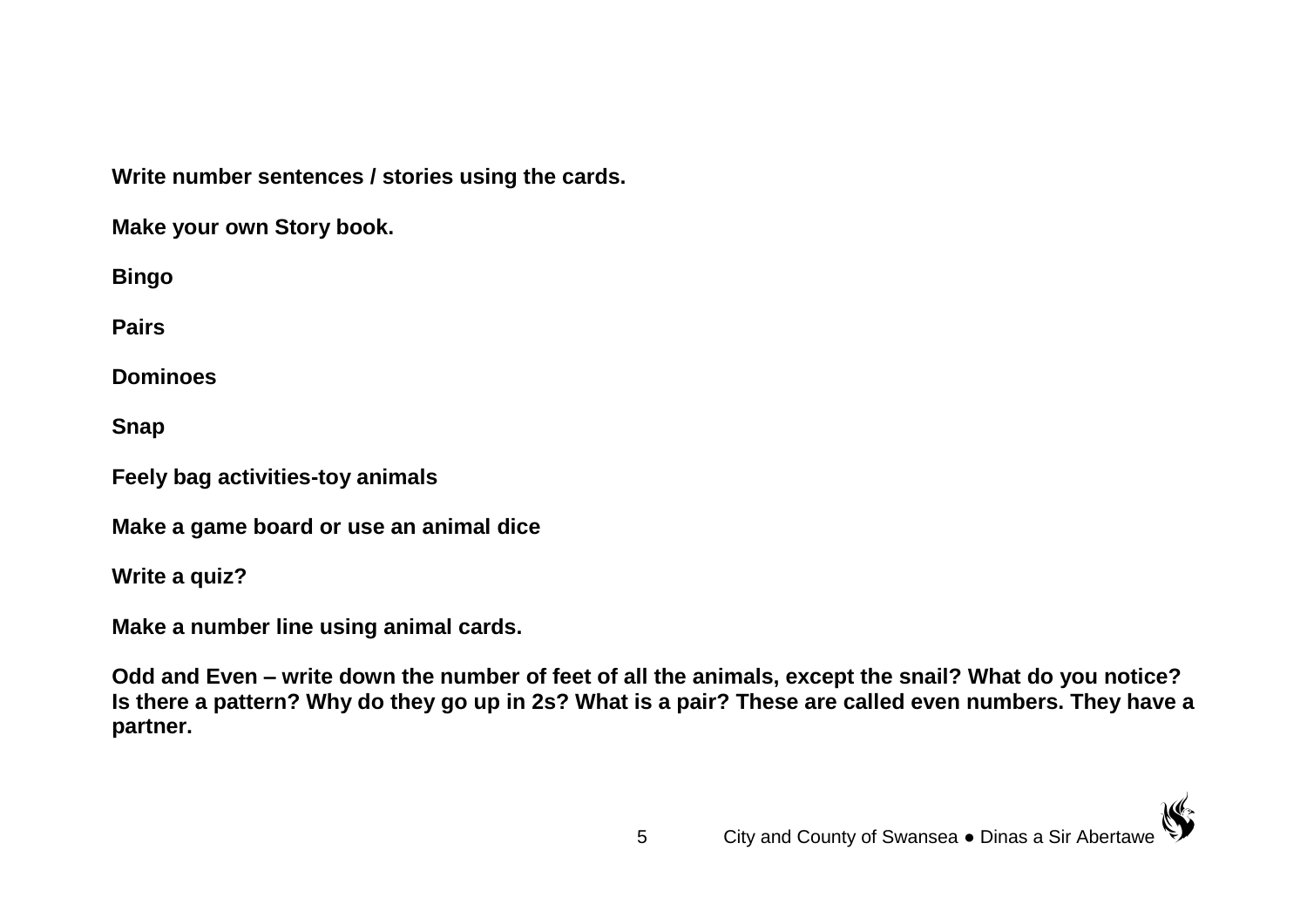**Write number sentences / stories using the cards.**

**Make your own Story book.**

**Bingo**

**Pairs**

**Dominoes**

**Snap**

**Feely bag activities-toy animals**

**Make a game board or use an animal dice**

**Write a quiz?**

**Make a number line using animal cards.**

**Odd and Even – write down the number of feet of all the animals, except the snail? What do you notice? Is there a pattern? Why do they go up in 2s? What is a pair? These are called even numbers. They have a partner.**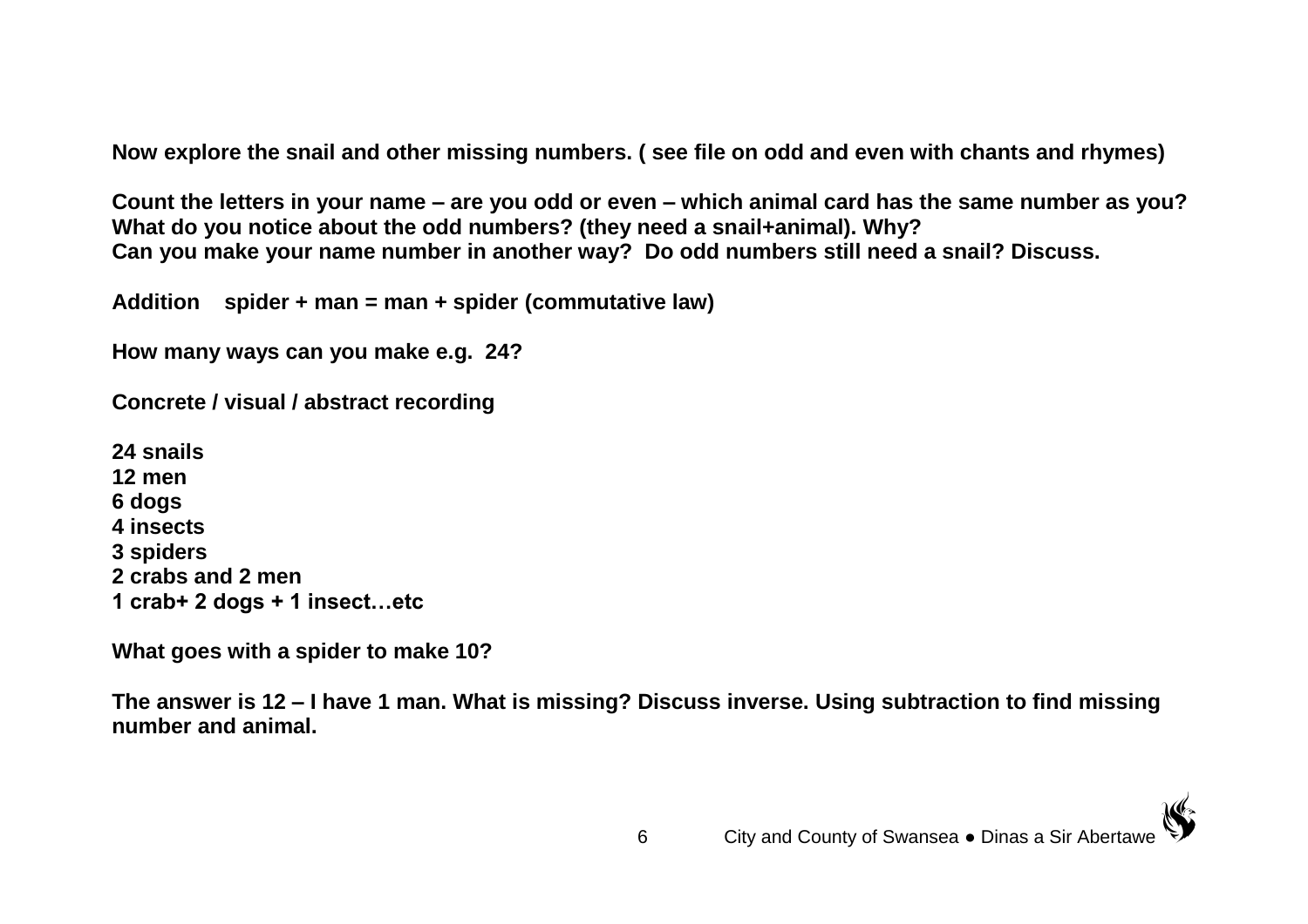**Now explore the snail and other missing numbers. ( see file on odd and even with chants and rhymes)**

**Count the letters in your name – are you odd or even – which animal card has the same number as you?**
**What do you notice about the odd numbers? (they need a snail+animal). Why?**
**Can you make your name number in another way? Do odd numbers still need a snail? Discuss.**

**Addition spider + man = man + spider (commutative law)**

**How many ways can you make e.g. 24?**

**Concrete / visual / abstract recording**

**24 snails**
**12 men**
**6 dogs**
**4 insects**
**3 spiders**
**2 crabs and 2 men**
**1 crab+ 2 dogs + 1 insect…etc**

**What goes with a spider to make 10?**

**The answer is 12 – I have 1 man. What is missing? Discuss inverse. Using subtraction to find missing number and animal.**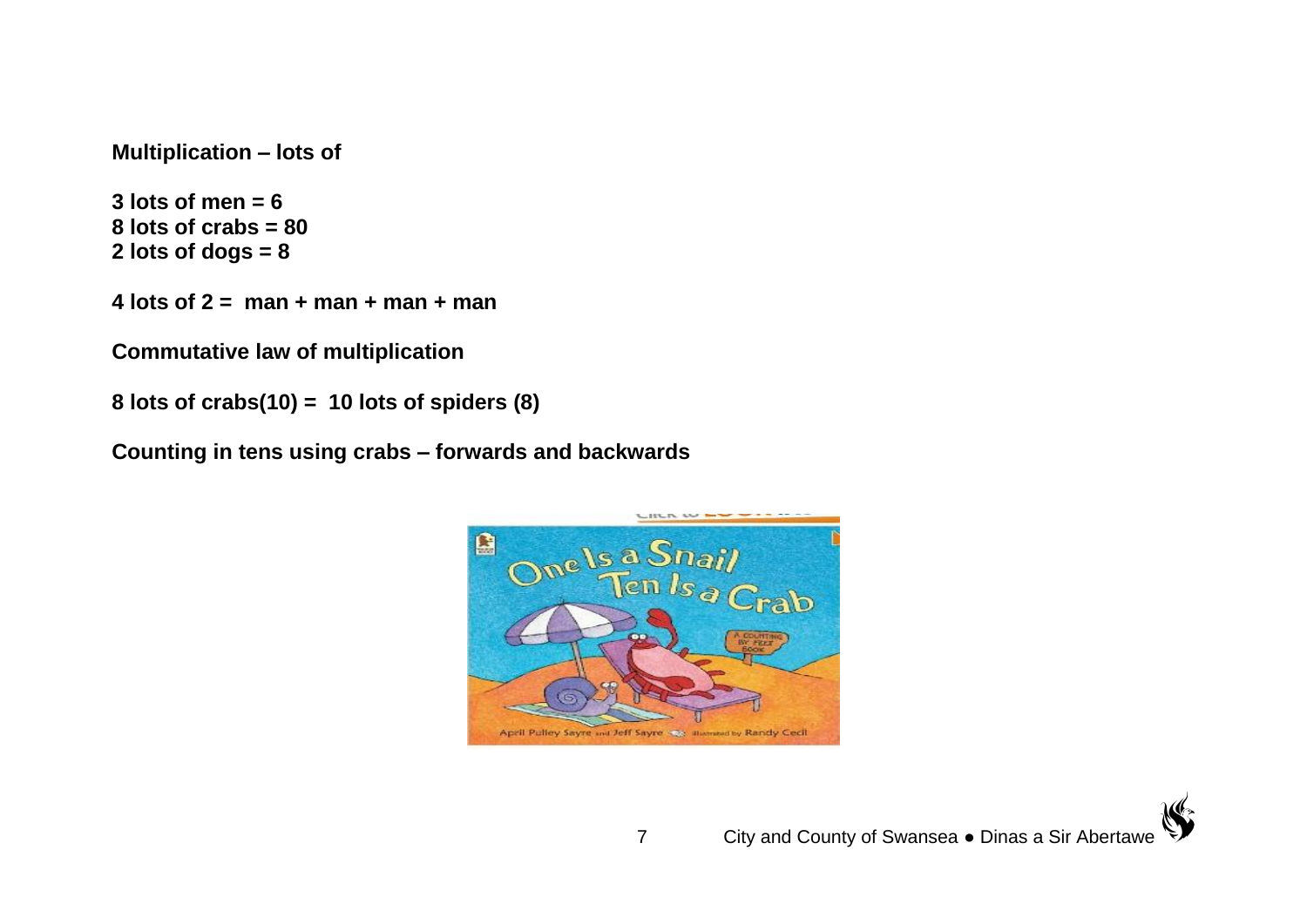**Multiplication – lots of**

**3 lots of men = 6**
**8 lots of crabs = 80**
**2 lots of dogs = 8**

**4 lots of 2 = man + man + man + man**

**Commutative law of multiplication**

**8 lots of crabs(10) = 10 lots of spiders (8)**

**Counting in tens using crabs – forwards and backwards**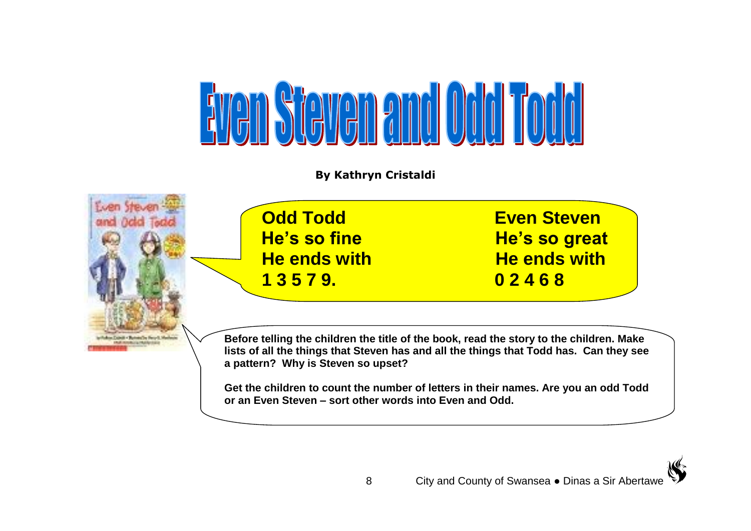# Even Steven and Odd Todd

**By Kathryn Cristaldi**

**Odd Todd**
**He's so fine**
**He ends with**
**1 3 5 7 9.**

**Even Steven**
**He's so great**
**He ends with**
**0 2 4 6 8**

**Before telling the children the title of the book, read the story to the children. Make lists of all the things that Steven has and all the things that Todd has. Can they see a pattern? Why is Steven so upset?**

**Get the children to count the number of letters in their names. Are you an odd Todd or an Even Steven – sort other words into Even and Odd.**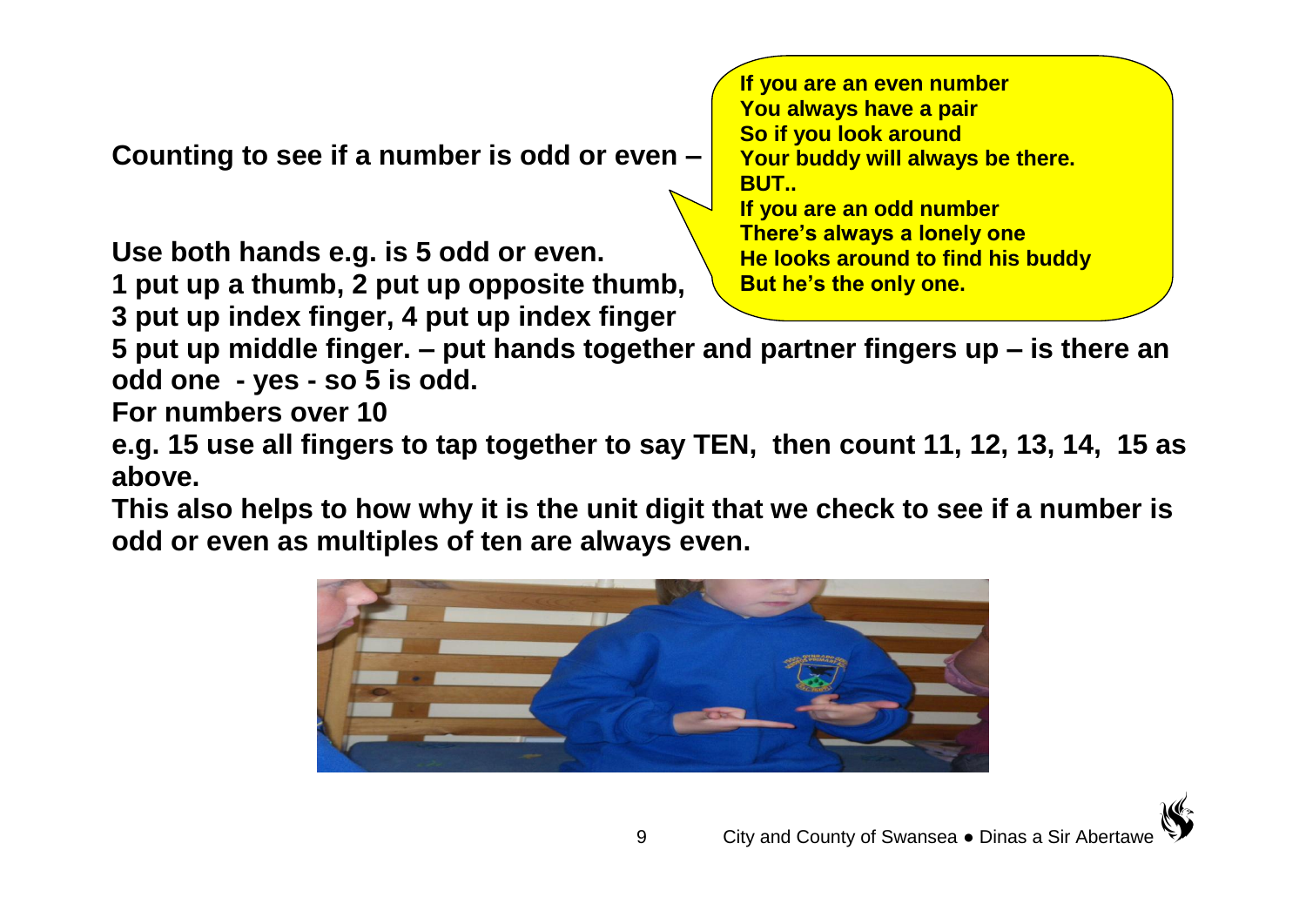**Counting to see if a number is odd or even –**

> **If you are an even number**
> **You always have a pair**
> **So if you look around**
> **Your buddy will always be there.**
> **BUT..**
> **If you are an odd number**
> **There's always a lonely one**
> **He looks around to find his buddy**
> **But he's the only one.**

**Use both hands e.g. is 5 odd or even.**
**1 put up a thumb, 2 put up opposite thumb,**
**3 put up index finger, 4 put up index finger**
**5 put up middle finger. – put hands together and partner fingers up – is there an odd one - yes - so 5 is odd.**
**For numbers over 10**
**e.g. 15 use all fingers to tap together to say TEN, then count 11, 12, 13, 14, 15 as above.**
**This also helps to how why it is the unit digit that we check to see if a number is odd or even as multiples of ten are always even.**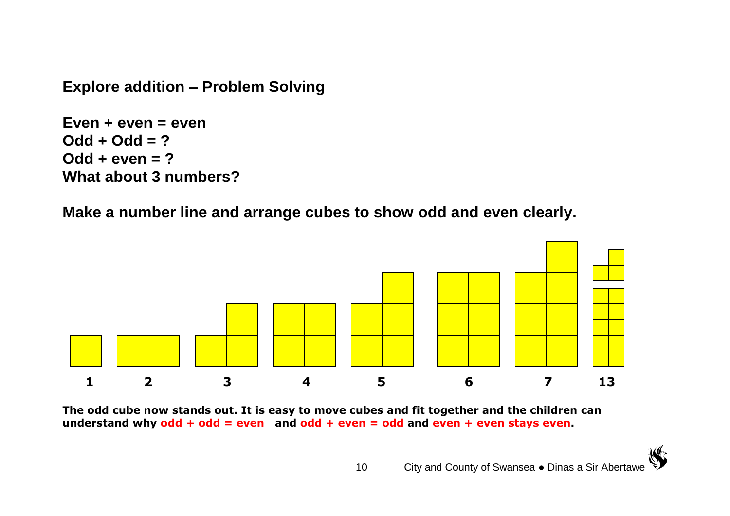## Explore addition – Problem Solving

**Even + even = even**
**Odd + Odd = ?**
**Odd + even = ?**
**What about 3 numbers?**

**Make a number line and arrange cubes to show odd and even clearly.**

1 2 3 4 5 6 7 13

**The odd cube now stands out. It is easy to move cubes and fit together and the children can understand why odd + odd = even and odd + even = odd and even + even stays even.**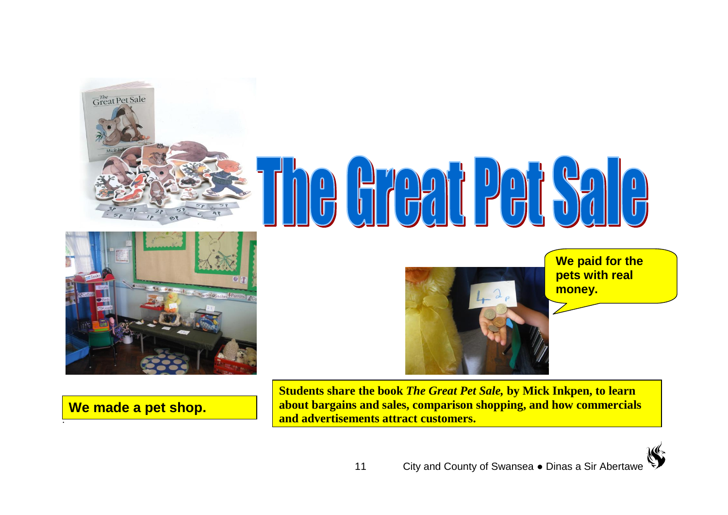# The Great Pet Sale

We paid for the pets with real money.

**We made a pet shop.**

**Students share the book *The Great Pet Sale,* by Mick Inkpen, to learn about bargains and sales, comparison shopping, and how commercials and advertisements attract customers.**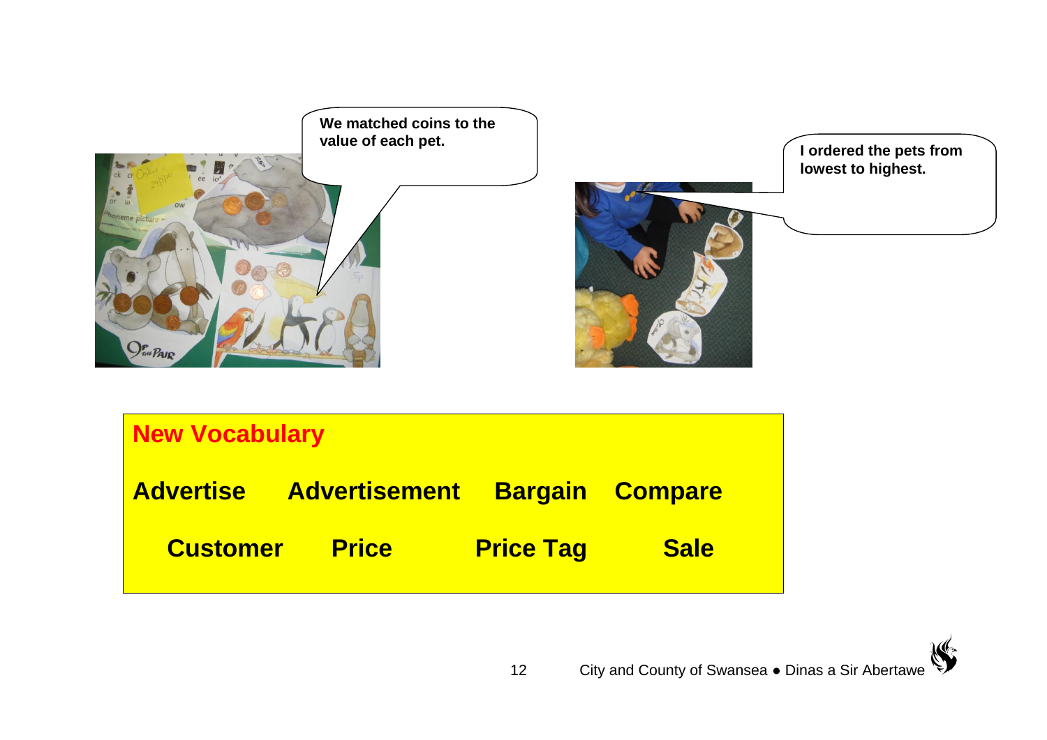We matched coins to the value of each pet.

I ordered the pets from lowest to highest.

## New Vocabulary

**Advertise** **Advertisement** **Bargain** **Compare**

**Customer** **Price** **Price Tag** **Sale**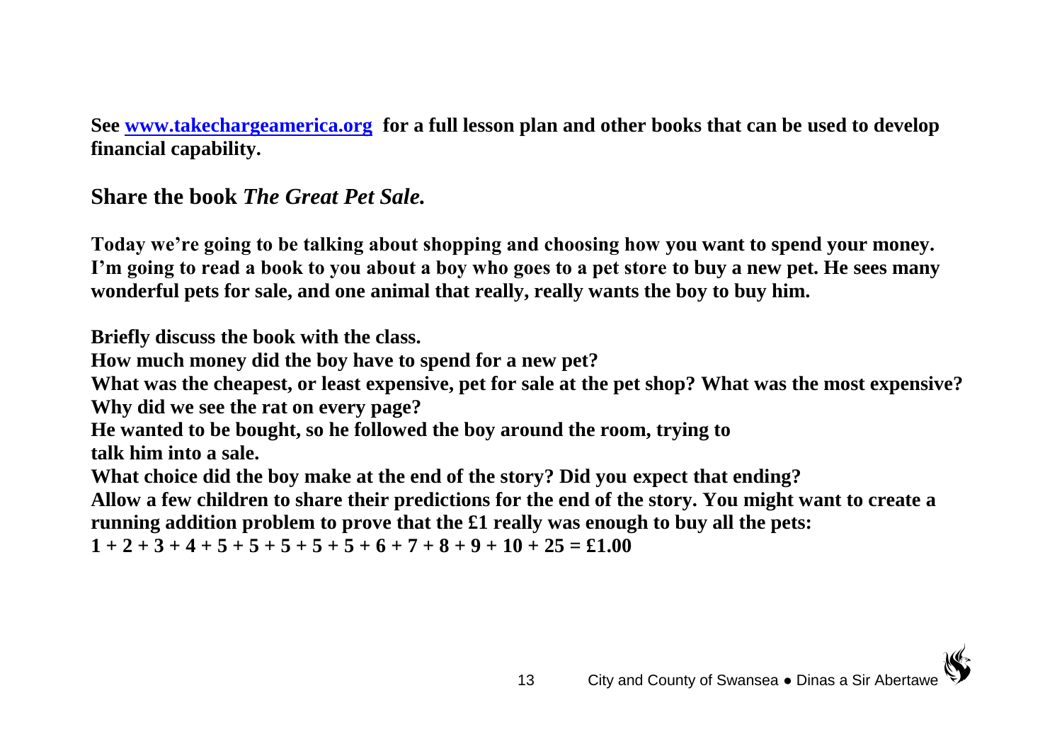**See [www.takechargeamerica.org](http://www.takechargeamerica.org) for a full lesson plan and other books that can be used to develop financial capability.**

## Share the book *The Great Pet Sale.*

**Today we're going to be talking about shopping and choosing how you want to spend your money. I'm going to read a book to you about a boy who goes to a pet store to buy a new pet. He sees many wonderful pets for sale, and one animal that really, really wants the boy to buy him.**

**Briefly discuss the book with the class.**
**How much money did the boy have to spend for a new pet?**
**What was the cheapest, or least expensive, pet for sale at the pet shop? What was the most expensive?**
**Why did we see the rat on every page?**
**He wanted to be bought, so he followed the boy around the room, trying to talk him into a sale.**
**What choice did the boy make at the end of the story? Did you expect that ending?**
**Allow a few children to share their predictions for the end of the story. You might want to create a running addition problem to prove that the £1 really was enough to buy all the pets:**
**1 + 2 + 3 + 4 + 5 + 5 + 5 + 5 + 5 + 6 + 7 + 8 + 9 + 10 + 25 = £1.00**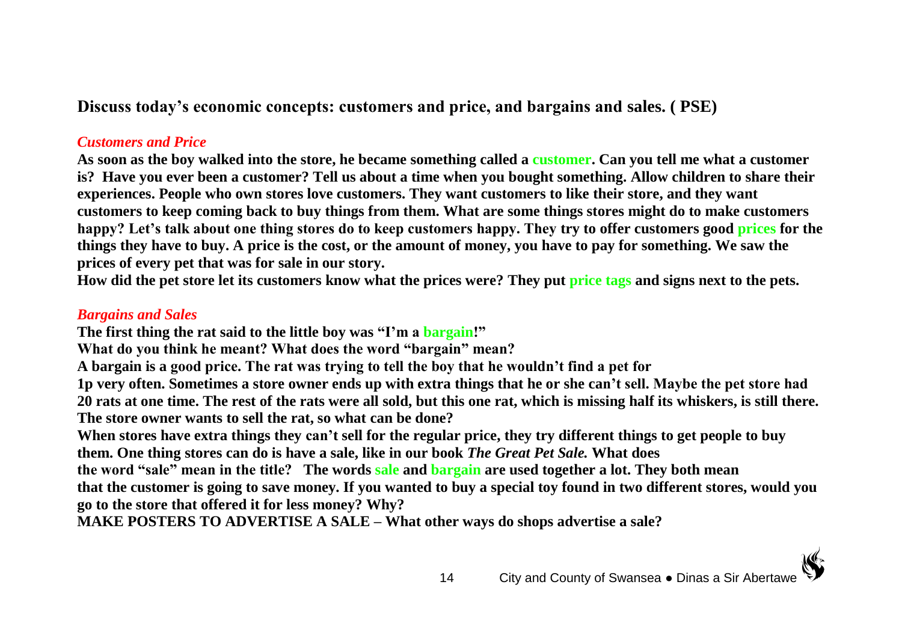## Discuss today's economic concepts: customers and price, and bargains and sales. ( PSE)

### *Customers and Price*

**As soon as the boy walked into the store, he became something called a customer. Can you tell me what a customer is? Have you ever been a customer? Tell us about a time when you bought something. Allow children to share their experiences. People who own stores love customers. They want customers to like their store, and they want customers to keep coming back to buy things from them. What are some things stores might do to make customers happy? Let's talk about one thing stores do to keep customers happy. They try to offer customers good prices for the things they have to buy. A price is the cost, or the amount of money, you have to pay for something. We saw the prices of every pet that was for sale in our story.**

**How did the pet store let its customers know what the prices were? They put price tags and signs next to the pets.**

### *Bargains and Sales*

**The first thing the rat said to the little boy was "I'm a bargain!"**

**What do you think he meant? What does the word "bargain" mean?**

**A bargain is a good price. The rat was trying to tell the boy that he wouldn't find a pet for 1p very often. Sometimes a store owner ends up with extra things that he or she can't sell. Maybe the pet store had 20 rats at one time. The rest of the rats were all sold, but this one rat, which is missing half its whiskers, is still there. The store owner wants to sell the rat, so what can be done?**

**When stores have extra things they can't sell for the regular price, they try different things to get people to buy them. One thing stores can do is have a sale, like in our book *The Great Pet Sale.* What does the word "sale" mean in the title? The words sale and bargain are used together a lot. They both mean that the customer is going to save money. If you wanted to buy a special toy found in two different stores, would you go to the store that offered it for less money? Why?**

**MAKE POSTERS TO ADVERTISE A SALE – What other ways do shops advertise a sale?**